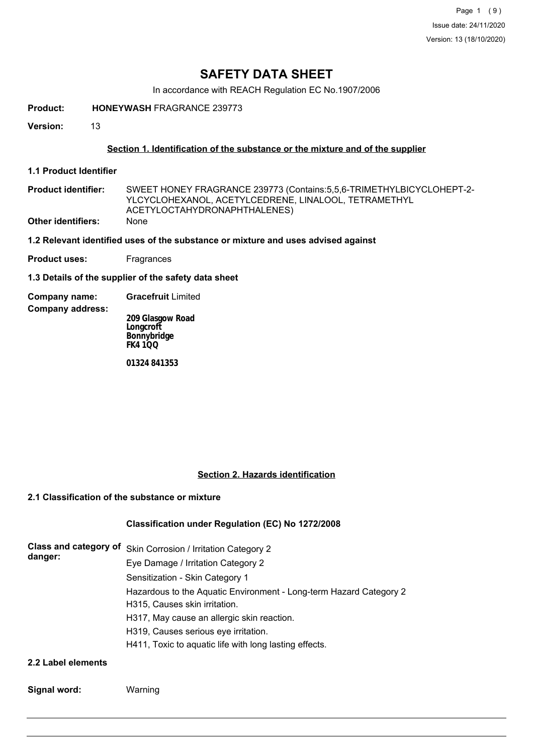# SAFETY DATA SHEET

In accordance with REACH Regulation EC No.1907/2006

**Product:** **HONEYWASH** FRAGRANCE 239773

**Version:** 13

## Section 1. Identification of the substance or the mixture and of the supplier

### 1.1 Product Identifier

**Product identifier:** SWEET HONEY FRAGRANCE 239773 (Contains:5,5,6-TRIMETHYLBICYCLOHEPT-2-YLCYCLOHEXANOL, ACETYLCEDRENE, LINALOOL, TETRAMETHYL ACETYLOCTAHYDRONAPHTHALENES)

**Other identifiers:** None

### 1.2 Relevant identified uses of the substance or mixture and uses advised against

**Product uses:** Fragrances

### 1.3 Details of the supplier of the safety data sheet

**Company name:** **Gracefruit** Limited

**Company address:**

**209 Glasgow Road**
**Longcroft**
**Bonnybridge**
**FK4 1QQ**

**01324 841353**

## Section 2. Hazards identification

### 2.1 Classification of the substance or mixture

**Classification under Regulation (EC) No 1272/2008**

**Class and category of danger:**

Skin Corrosion / Irritation Category 2
Eye Damage / Irritation Category 2
Sensitization - Skin Category 1
Hazardous to the Aquatic Environment - Long-term Hazard Category 2
H315, Causes skin irritation.
H317, May cause an allergic skin reaction.
H319, Causes serious eye irritation.
H411, Toxic to aquatic life with long lasting effects.

### 2.2 Label elements

**Signal word:** Warning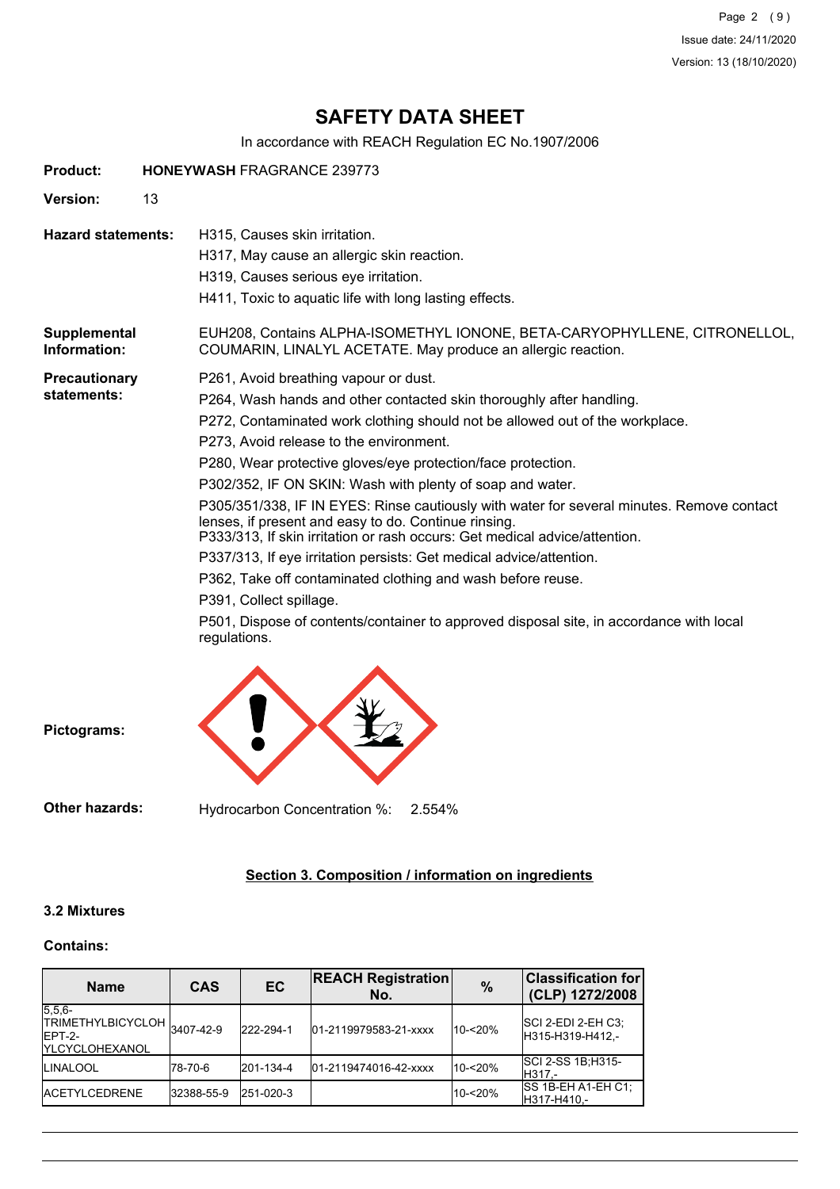# SAFETY DATA SHEET

In accordance with REACH Regulation EC No.1907/2006

**Product:** **HONEYWASH** FRAGRANCE 239773

**Version:** 13

**Hazard statements:**

H315, Causes skin irritation.
H317, May cause an allergic skin reaction.
H319, Causes serious eye irritation.
H411, Toxic to aquatic life with long lasting effects.

**Supplemental Information:**

EUH208, Contains ALPHA-ISOMETHYL IONONE, BETA-CARYOPHYLLENE, CITRONELLOL, COUMARIN, LINALYL ACETATE. May produce an allergic reaction.

**Precautionary statements:**

P261, Avoid breathing vapour or dust.
P264, Wash hands and other contacted skin thoroughly after handling.
P272, Contaminated work clothing should not be allowed out of the workplace.
P273, Avoid release to the environment.
P280, Wear protective gloves/eye protection/face protection.
P302/352, IF ON SKIN: Wash with plenty of soap and water.
P305/351/338, IF IN EYES: Rinse cautiously with water for several minutes. Remove contact lenses, if present and easy to do. Continue rinsing.
P333/313, If skin irritation or rash occurs: Get medical advice/attention.
P337/313, If eye irritation persists: Get medical advice/attention.
P362, Take off contaminated clothing and wash before reuse.
P391, Collect spillage.
P501, Dispose of contents/container to approved disposal site, in accordance with local regulations.

**Pictograms:**

**Other hazards:** Hydrocarbon Concentration %: 2.554%

## Section 3. Composition / information on ingredients

### 3.2 Mixtures

**Contains:**

| Name | CAS | EC | REACH Registration No. | % | Classification for (CLP) 1272/2008 |
|---|---|---|---|---|---|
| 5,5,6-TRIMETHYLBICYCLOHEPT-2-YLCYCLOHEXANOL | 3407-42-9 | 222-294-1 | 01-2119979583-21-xxxx | 10-<20% | SCI 2-EDI 2-EH C3;H315-H319-H412,- |
| LINALOOL | 78-70-6 | 201-134-4 | 01-2119474016-42-xxxx | 10-<20% | SCI 2-SS 1B;H315-H317,- |
| ACETYLCEDRENE | 32388-55-9 | 251-020-3 | | 10-<20% | SS 1B-EH A1-EH C1;H317-H410,- |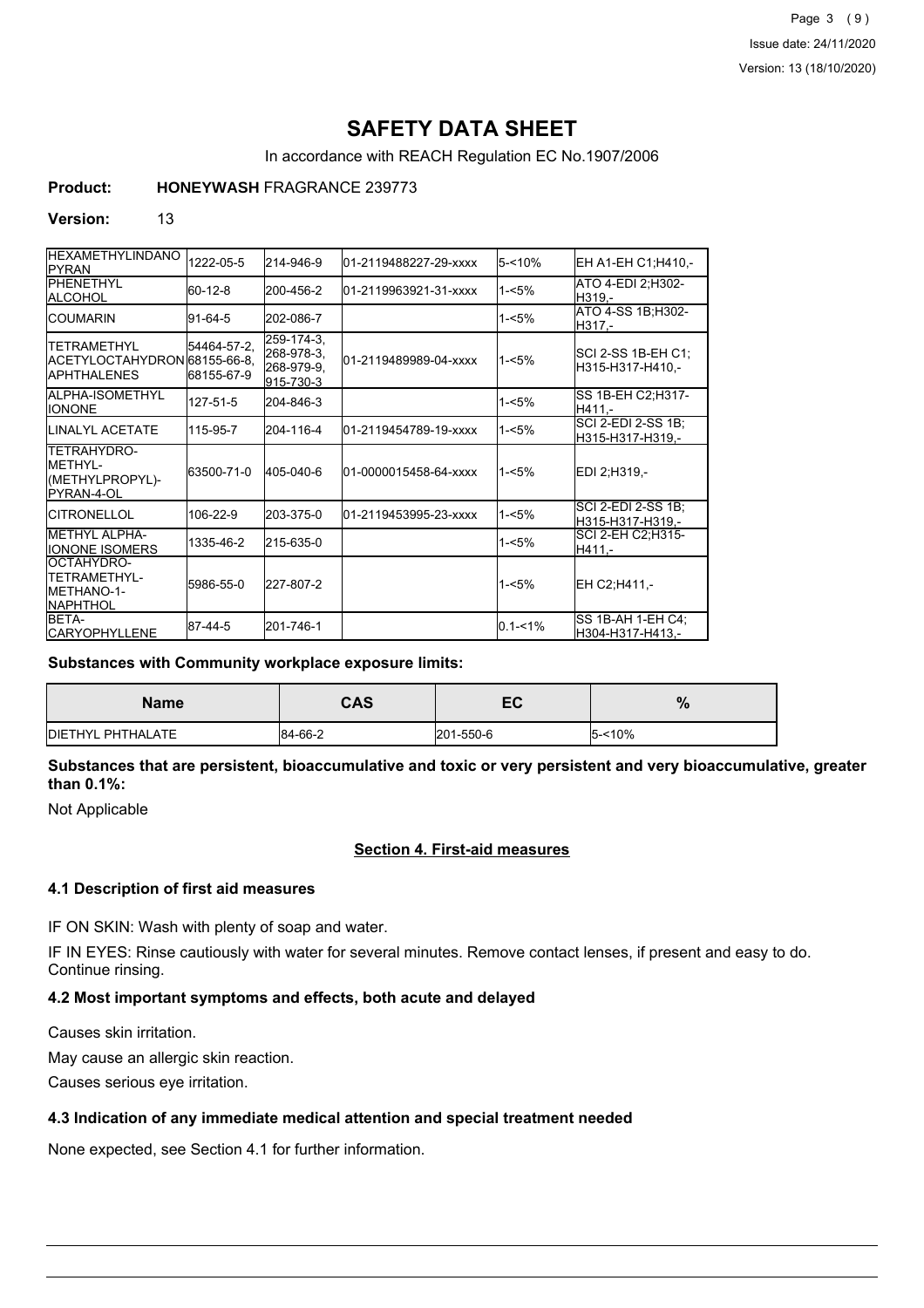# SAFETY DATA SHEET

In accordance with REACH Regulation EC No.1907/2006

**Product:** **HONEYWASH** FRAGRANCE 239773

**Version:** 13

| | | | | | |
|---|---|---|---|---|---|
| HEXAMETHYLINDANO PYRAN | 1222-05-5 | 214-946-9 | 01-2119488227-29-xxxx | 5-<10% | EH A1-EH C1;H410,- |
| PHENETHYL ALCOHOL | 60-12-8 | 200-456-2 | 01-2119963921-31-xxxx | 1-<5% | ATO 4-EDI 2;H302-H319,- |
| COUMARIN | 91-64-5 | 202-086-7 | | 1-<5% | ATO 4-SS 1B;H302-H317,- |
| TETRAMETHYL ACETYLOCTAHYDRONAPHTHALENES | 54464-57-2, 68155-66-8, 68155-67-9 | 259-174-3, 268-978-3, 268-979-9, 915-730-3 | 01-2119489989-04-xxxx | 1-<5% | SCI 2-SS 1B-EH C1;H315-H317-H410,- |
| ALPHA-ISOMETHYL IONONE | 127-51-5 | 204-846-3 | | 1-<5% | SS 1B-EH C2;H317-H411,- |
| LINALYL ACETATE | 115-95-7 | 204-116-4 | 01-2119454789-19-xxxx | 1-<5% | SCI 2-EDI 2-SS 1B;H315-H317-H319,- |
| TETRAHYDRO-METHYL-(METHYLPROPYL)-PYRAN-4-OL | 63500-71-0 | 405-040-6 | 01-0000015458-64-xxxx | 1-<5% | EDI 2;H319,- |
| CITRONELLOL | 106-22-9 | 203-375-0 | 01-2119453995-23-xxxx | 1-<5% | SCI 2-EDI 2-SS 1B;H315-H317-H319,- |
| METHYL ALPHA-IONONE ISOMERS | 1335-46-2 | 215-635-0 | | 1-<5% | SCI 2-EH C2;H315-H411,- |
| OCTAHYDRO-TETRAMETHYL-METHANO-1-NAPHTHOL | 5986-55-0 | 227-807-2 | | 1-<5% | EH C2;H411,- |
| BETA-CARYOPHYLLENE | 87-44-5 | 201-746-1 | | 0.1-<1% | SS 1B-AH 1-EH C4;H304-H317-H413,- |

**Substances with Community workplace exposure limits:**

| Name | CAS | EC | % |
|---|---|---|---|
| DIETHYL PHTHALATE | 84-66-2 | 201-550-6 | 5-<10% |

**Substances that are persistent, bioaccumulative and toxic or very persistent and very bioaccumulative, greater than 0.1%:**

Not Applicable

## Section 4. First-aid measures

### 4.1 Description of first aid measures

IF ON SKIN: Wash with plenty of soap and water.

IF IN EYES: Rinse cautiously with water for several minutes. Remove contact lenses, if present and easy to do. Continue rinsing.

### 4.2 Most important symptoms and effects, both acute and delayed

Causes skin irritation.

May cause an allergic skin reaction.

Causes serious eye irritation.

### 4.3 Indication of any immediate medical attention and special treatment needed

None expected, see Section 4.1 for further information.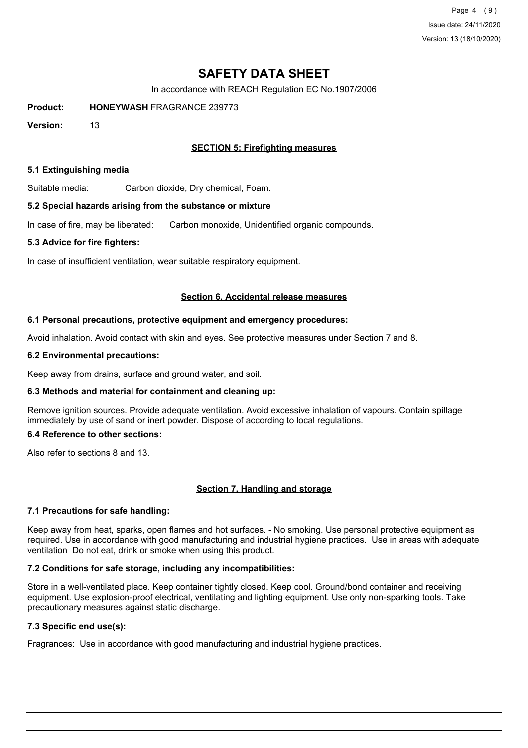# SAFETY DATA SHEET

In accordance with REACH Regulation EC No.1907/2006

**Product:** **HONEYWASH** FRAGRANCE 239773

**Version:** 13

## SECTION 5: Firefighting measures

### 5.1 Extinguishing media

Suitable media: Carbon dioxide, Dry chemical, Foam.

### 5.2 Special hazards arising from the substance or mixture

In case of fire, may be liberated: Carbon monoxide, Unidentified organic compounds.

### 5.3 Advice for fire fighters:

In case of insufficient ventilation, wear suitable respiratory equipment.

## Section 6. Accidental release measures

### 6.1 Personal precautions, protective equipment and emergency procedures:

Avoid inhalation. Avoid contact with skin and eyes. See protective measures under Section 7 and 8.

### 6.2 Environmental precautions:

Keep away from drains, surface and ground water, and soil.

### 6.3 Methods and material for containment and cleaning up:

Remove ignition sources. Provide adequate ventilation. Avoid excessive inhalation of vapours. Contain spillage immediately by use of sand or inert powder. Dispose of according to local regulations.

### 6.4 Reference to other sections:

Also refer to sections 8 and 13.

## Section 7. Handling and storage

### 7.1 Precautions for safe handling:

Keep away from heat, sparks, open flames and hot surfaces. - No smoking. Use personal protective equipment as required. Use in accordance with good manufacturing and industrial hygiene practices. Use in areas with adequate ventilation Do not eat, drink or smoke when using this product.

### 7.2 Conditions for safe storage, including any incompatibilities:

Store in a well-ventilated place. Keep container tightly closed. Keep cool. Ground/bond container and receiving equipment. Use explosion-proof electrical, ventilating and lighting equipment. Use only non-sparking tools. Take precautionary measures against static discharge.

### 7.3 Specific end use(s):

Fragrances: Use in accordance with good manufacturing and industrial hygiene practices.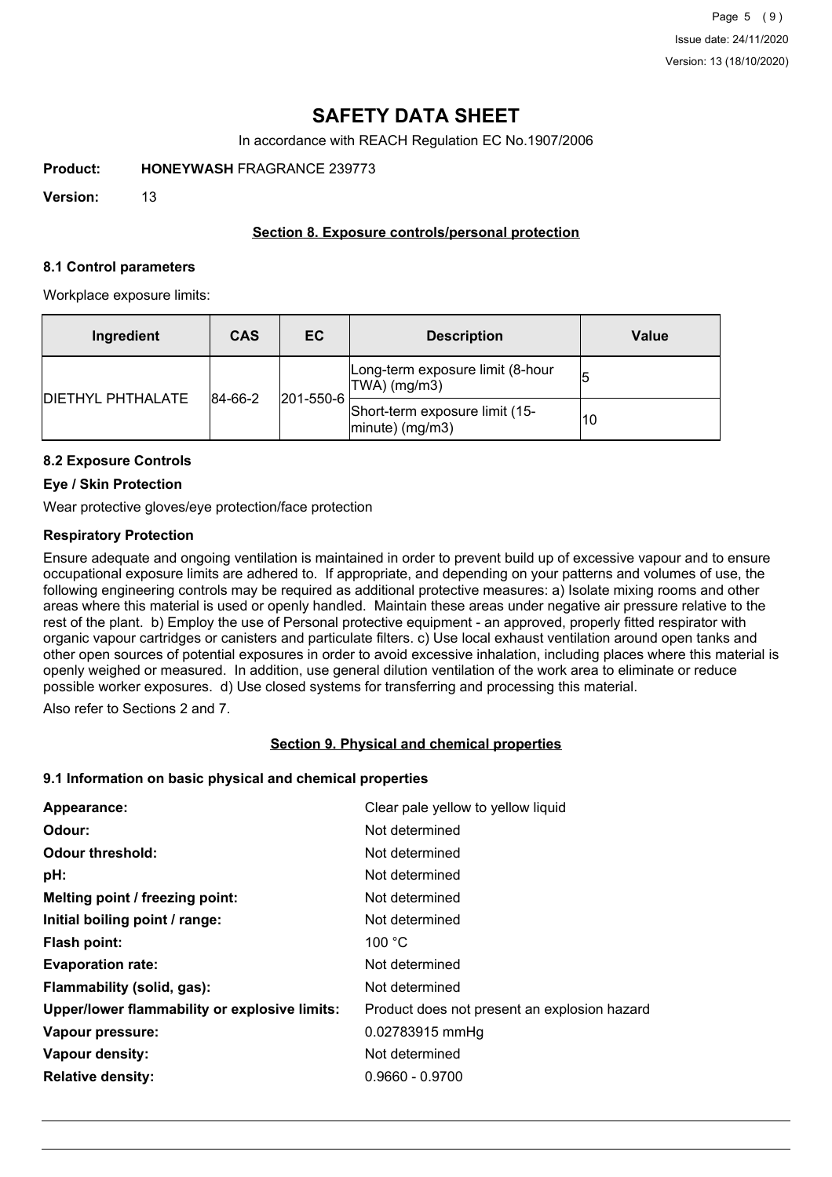# SAFETY DATA SHEET

In accordance with REACH Regulation EC No.1907/2006

**Product:** **HONEYWASH** FRAGRANCE 239773

**Version:** 13

## Section 8. Exposure controls/personal protection

### 8.1 Control parameters

Workplace exposure limits:

| Ingredient | CAS | EC | Description | Value |
|---|---|---|---|---|
| DIETHYL PHTHALATE | 84-66-2 | 201-550-6 | Long-term exposure limit (8-hour TWA) (mg/m3) | 5 |
| | | | Short-term exposure limit (15-minute) (mg/m3) | 10 |

### 8.2 Exposure Controls

**Eye / Skin Protection**

Wear protective gloves/eye protection/face protection

**Respiratory Protection**

Ensure adequate and ongoing ventilation is maintained in order to prevent build up of excessive vapour and to ensure occupational exposure limits are adhered to. If appropriate, and depending on your patterns and volumes of use, the following engineering controls may be required as additional protective measures: a) Isolate mixing rooms and other areas where this material is used or openly handled. Maintain these areas under negative air pressure relative to the rest of the plant. b) Employ the use of Personal protective equipment - an approved, properly fitted respirator with organic vapour cartridges or canisters and particulate filters. c) Use local exhaust ventilation around open tanks and other open sources of potential exposures in order to avoid excessive inhalation, including places where this material is openly weighed or measured. In addition, use general dilution ventilation of the work area to eliminate or reduce possible worker exposures. d) Use closed systems for transferring and processing this material.

Also refer to Sections 2 and 7.

## Section 9. Physical and chemical properties

### 9.1 Information on basic physical and chemical properties

| | |
|---|---|
| **Appearance:** | Clear pale yellow to yellow liquid |
| **Odour:** | Not determined |
| **Odour threshold:** | Not determined |
| **pH:** | Not determined |
| **Melting point / freezing point:** | Not determined |
| **Initial boiling point / range:** | Not determined |
| **Flash point:** | 100 °C |
| **Evaporation rate:** | Not determined |
| **Flammability (solid, gas):** | Not determined |
| **Upper/lower flammability or explosive limits:** | Product does not present an explosion hazard |
| **Vapour pressure:** | 0.02783915 mmHg |
| **Vapour density:** | Not determined |
| **Relative density:** | 0.9660 - 0.9700 |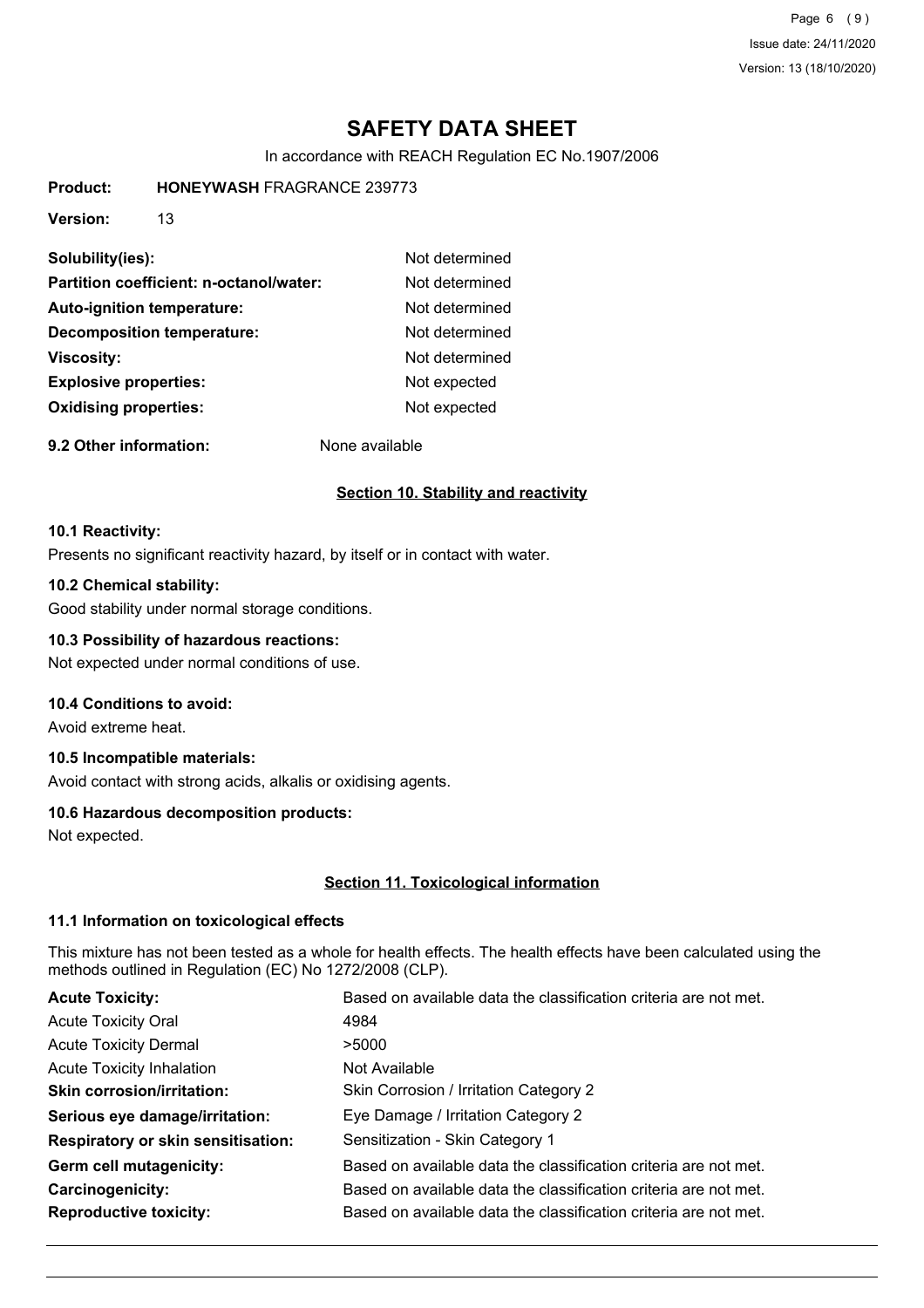# SAFETY DATA SHEET

In accordance with REACH Regulation EC No.1907/2006

**Product:** **HONEYWASH** FRAGRANCE 239773

**Version:** 13

| | |
|---|---|
| **Solubility(ies):** | Not determined |
| **Partition coefficient: n-octanol/water:** | Not determined |
| **Auto-ignition temperature:** | Not determined |
| **Decomposition temperature:** | Not determined |
| **Viscosity:** | Not determined |
| **Explosive properties:** | Not expected |
| **Oxidising properties:** | Not expected |

**9.2 Other information:** None available

## Section 10. Stability and reactivity

### 10.1 Reactivity:

Presents no significant reactivity hazard, by itself or in contact with water.

### 10.2 Chemical stability:

Good stability under normal storage conditions.

### 10.3 Possibility of hazardous reactions:

Not expected under normal conditions of use.

### 10.4 Conditions to avoid:

Avoid extreme heat.

### 10.5 Incompatible materials:

Avoid contact with strong acids, alkalis or oxidising agents.

### 10.6 Hazardous decomposition products:

Not expected.

## Section 11. Toxicological information

### 11.1 Information on toxicological effects

This mixture has not been tested as a whole for health effects. The health effects have been calculated using the methods outlined in Regulation (EC) No 1272/2008 (CLP).

| | |
|---|---|
| **Acute Toxicity:** | Based on available data the classification criteria are not met. |
| Acute Toxicity Oral | 4984 |
| Acute Toxicity Dermal | >5000 |
| Acute Toxicity Inhalation | Not Available |
| **Skin corrosion/irritation:** | Skin Corrosion / Irritation Category 2 |
| **Serious eye damage/irritation:** | Eye Damage / Irritation Category 2 |
| **Respiratory or skin sensitisation:** | Sensitization - Skin Category 1 |
| **Germ cell mutagenicity:** | Based on available data the classification criteria are not met. |
| **Carcinogenicity:** | Based on available data the classification criteria are not met. |
| **Reproductive toxicity:** | Based on available data the classification criteria are not met. |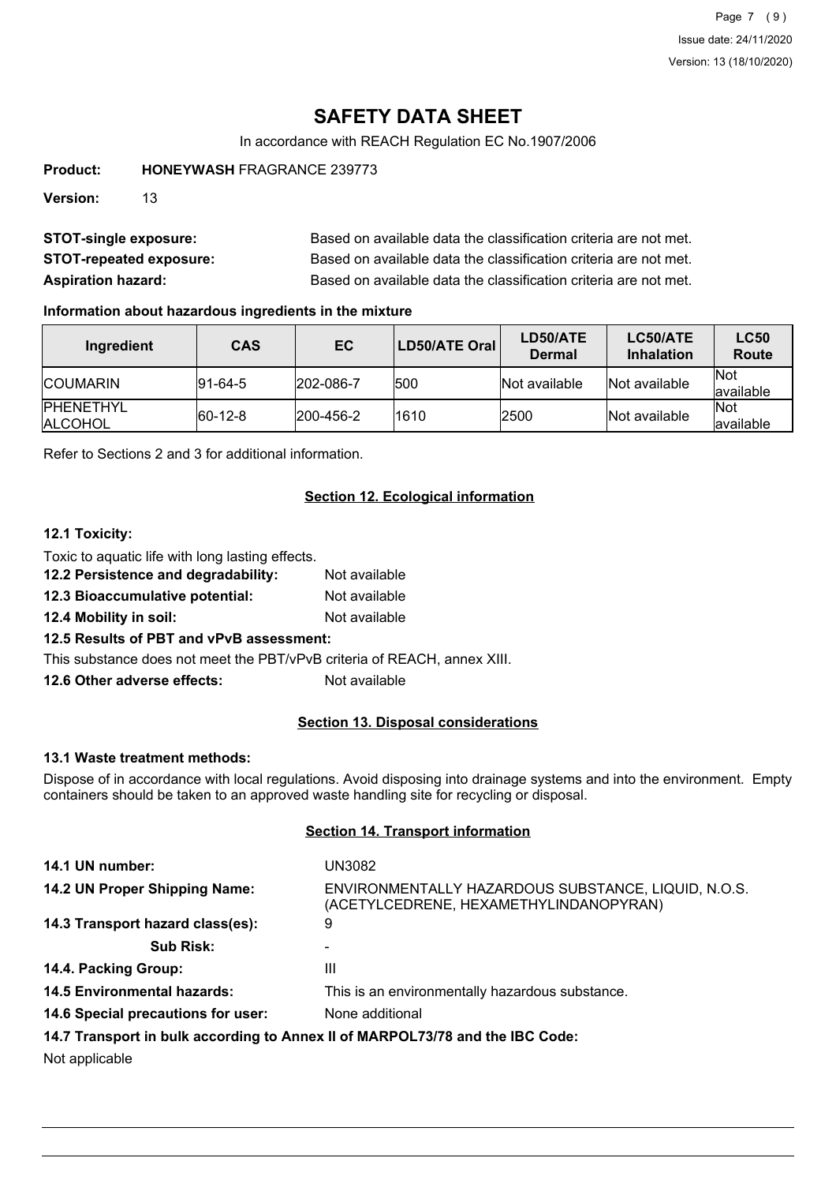# SAFETY DATA SHEET

In accordance with REACH Regulation EC No.1907/2006

**Product:** **HONEYWASH** FRAGRANCE 239773

**Version:** 13

**STOT-single exposure:** Based on available data the classification criteria are not met.

**STOT-repeated exposure:** Based on available data the classification criteria are not met.

**Aspiration hazard:** Based on available data the classification criteria are not met.

**Information about hazardous ingredients in the mixture**

| Ingredient | CAS | EC | LD50/ATE Oral | LD50/ATE Dermal | LC50/ATE Inhalation | LC50 Route |
|---|---|---|---|---|---|---|
| COUMARIN | 91-64-5 | 202-086-7 | 500 | Not available | Not available | Not available |
| PHENETHYL ALCOHOL | 60-12-8 | 200-456-2 | 1610 | 2500 | Not available | Not available |

Refer to Sections 2 and 3 for additional information.

## Section 12. Ecological information

**12.1 Toxicity:**

Toxic to aquatic life with long lasting effects.

**12.2 Persistence and degradability:** Not available

**12.3 Bioaccumulative potential:** Not available

**12.4 Mobility in soil:** Not available

**12.5 Results of PBT and vPvB assessment:**

This substance does not meet the PBT/vPvB criteria of REACH, annex XIII.

**12.6 Other adverse effects:** Not available

## Section 13. Disposal considerations

**13.1 Waste treatment methods:**

Dispose of in accordance with local regulations. Avoid disposing into drainage systems and into the environment. Empty containers should be taken to an approved waste handling site for recycling or disposal.

## Section 14. Transport information

**14.1 UN number:** UN3082

**14.2 UN Proper Shipping Name:** ENVIRONMENTALLY HAZARDOUS SUBSTANCE, LIQUID, N.O.S. (ACETYLCEDRENE, HEXAMETHYLINDANOPYRAN)

**14.3 Transport hazard class(es):** 9

**Sub Risk:** -

**14.4. Packing Group:** III

**14.5 Environmental hazards:** This is an environmentally hazardous substance.

**14.6 Special precautions for user:** None additional

**14.7 Transport in bulk according to Annex II of MARPOL73/78 and the IBC Code:**

Not applicable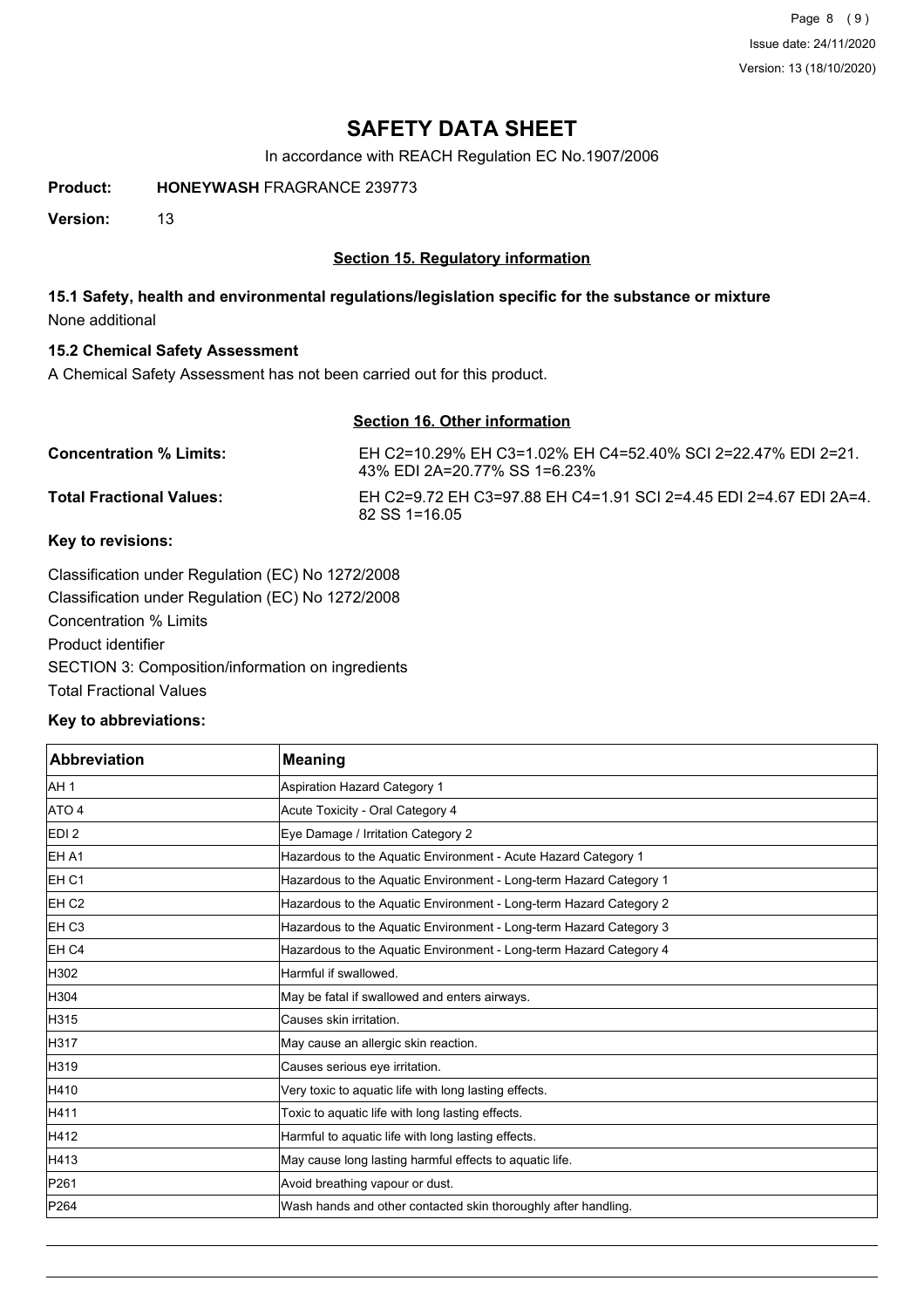# SAFETY DATA SHEET

In accordance with REACH Regulation EC No.1907/2006

**Product:** **HONEYWASH** FRAGRANCE 239773

**Version:** 13

## Section 15. Regulatory information

### 15.1 Safety, health and environmental regulations/legislation specific for the substance or mixture

None additional

### 15.2 Chemical Safety Assessment

A Chemical Safety Assessment has not been carried out for this product.

## Section 16. Other information

**Concentration % Limits:** EH C2=10.29% EH C3=1.02% EH C4=52.40% SCI 2=22.47% EDI 2=21.43% EDI 2A=20.77% SS 1=6.23%

**Total Fractional Values:** EH C2=9.72 EH C3=97.88 EH C4=1.91 SCI 2=4.45 EDI 2=4.67 EDI 2A=4.82 SS 1=16.05

**Key to revisions:**

Classification under Regulation (EC) No 1272/2008

Classification under Regulation (EC) No 1272/2008

Concentration % Limits

Product identifier

SECTION 3: Composition/information on ingredients

Total Fractional Values

**Key to abbreviations:**

| Abbreviation | Meaning |
|---|---|
| AH 1 | Aspiration Hazard Category 1 |
| ATO 4 | Acute Toxicity - Oral Category 4 |
| EDI 2 | Eye Damage / Irritation Category 2 |
| EH A1 | Hazardous to the Aquatic Environment - Acute Hazard Category 1 |
| EH C1 | Hazardous to the Aquatic Environment - Long-term Hazard Category 1 |
| EH C2 | Hazardous to the Aquatic Environment - Long-term Hazard Category 2 |
| EH C3 | Hazardous to the Aquatic Environment - Long-term Hazard Category 3 |
| EH C4 | Hazardous to the Aquatic Environment - Long-term Hazard Category 4 |
| H302 | Harmful if swallowed. |
| H304 | May be fatal if swallowed and enters airways. |
| H315 | Causes skin irritation. |
| H317 | May cause an allergic skin reaction. |
| H319 | Causes serious eye irritation. |
| H410 | Very toxic to aquatic life with long lasting effects. |
| H411 | Toxic to aquatic life with long lasting effects. |
| H412 | Harmful to aquatic life with long lasting effects. |
| H413 | May cause long lasting harmful effects to aquatic life. |
| P261 | Avoid breathing vapour or dust. |
| P264 | Wash hands and other contacted skin thoroughly after handling. |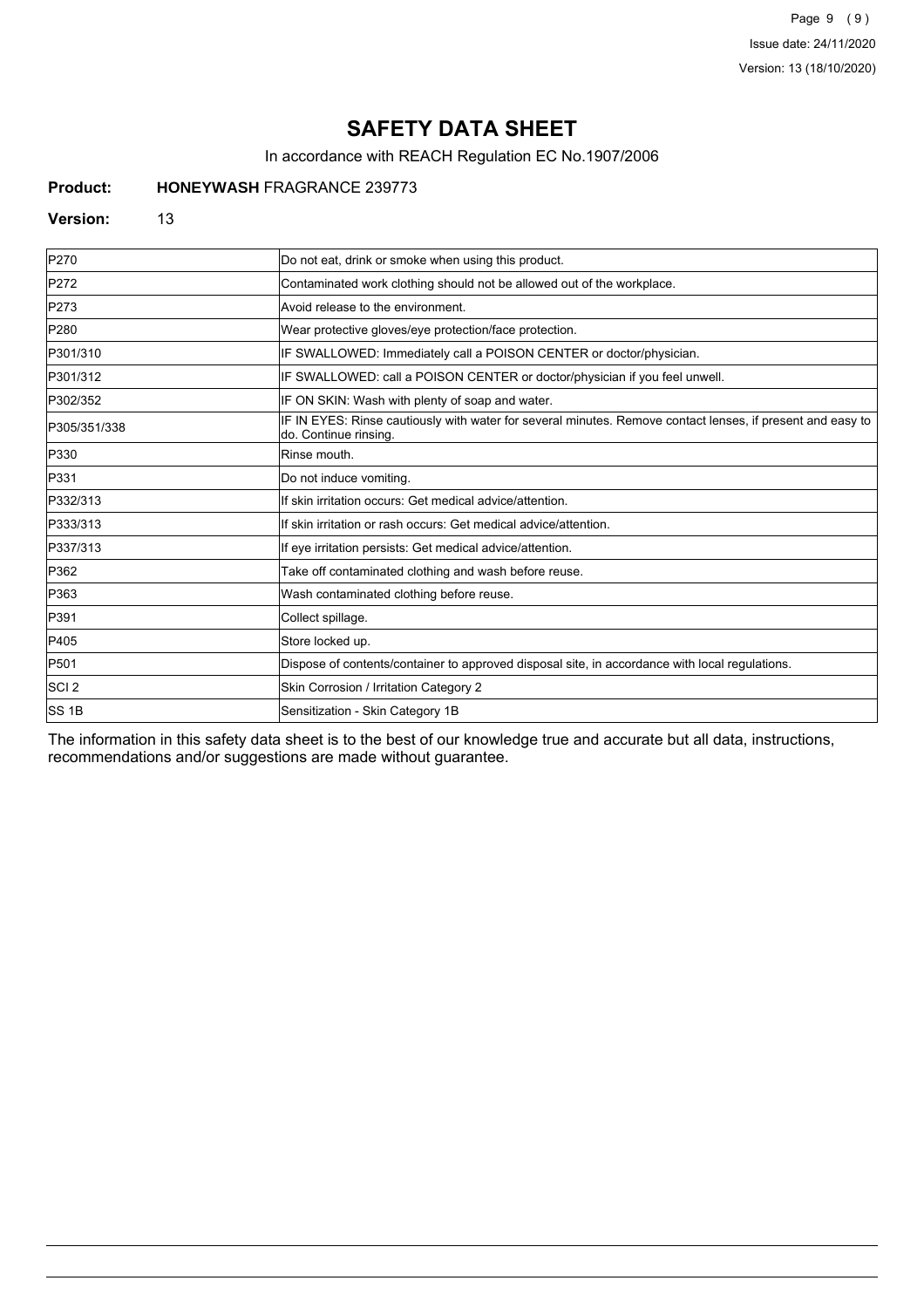# SAFETY DATA SHEET

In accordance with REACH Regulation EC No.1907/2006

**Product:** **HONEYWASH** FRAGRANCE 239773

**Version:** 13

| | |
|---|---|
| P270 | Do not eat, drink or smoke when using this product. |
| P272 | Contaminated work clothing should not be allowed out of the workplace. |
| P273 | Avoid release to the environment. |
| P280 | Wear protective gloves/eye protection/face protection. |
| P301/310 | IF SWALLOWED: Immediately call a POISON CENTER or doctor/physician. |
| P301/312 | IF SWALLOWED: call a POISON CENTER or doctor/physician if you feel unwell. |
| P302/352 | IF ON SKIN: Wash with plenty of soap and water. |
| P305/351/338 | IF IN EYES: Rinse cautiously with water for several minutes. Remove contact lenses, if present and easy to do. Continue rinsing. |
| P330 | Rinse mouth. |
| P331 | Do not induce vomiting. |
| P332/313 | If skin irritation occurs: Get medical advice/attention. |
| P333/313 | If skin irritation or rash occurs: Get medical advice/attention. |
| P337/313 | If eye irritation persists: Get medical advice/attention. |
| P362 | Take off contaminated clothing and wash before reuse. |
| P363 | Wash contaminated clothing before reuse. |
| P391 | Collect spillage. |
| P405 | Store locked up. |
| P501 | Dispose of contents/container to approved disposal site, in accordance with local regulations. |
| SCI 2 | Skin Corrosion / Irritation Category 2 |
| SS 1B | Sensitization - Skin Category 1B |

The information in this safety data sheet is to the best of our knowledge true and accurate but all data, instructions, recommendations and/or suggestions are made without guarantee.